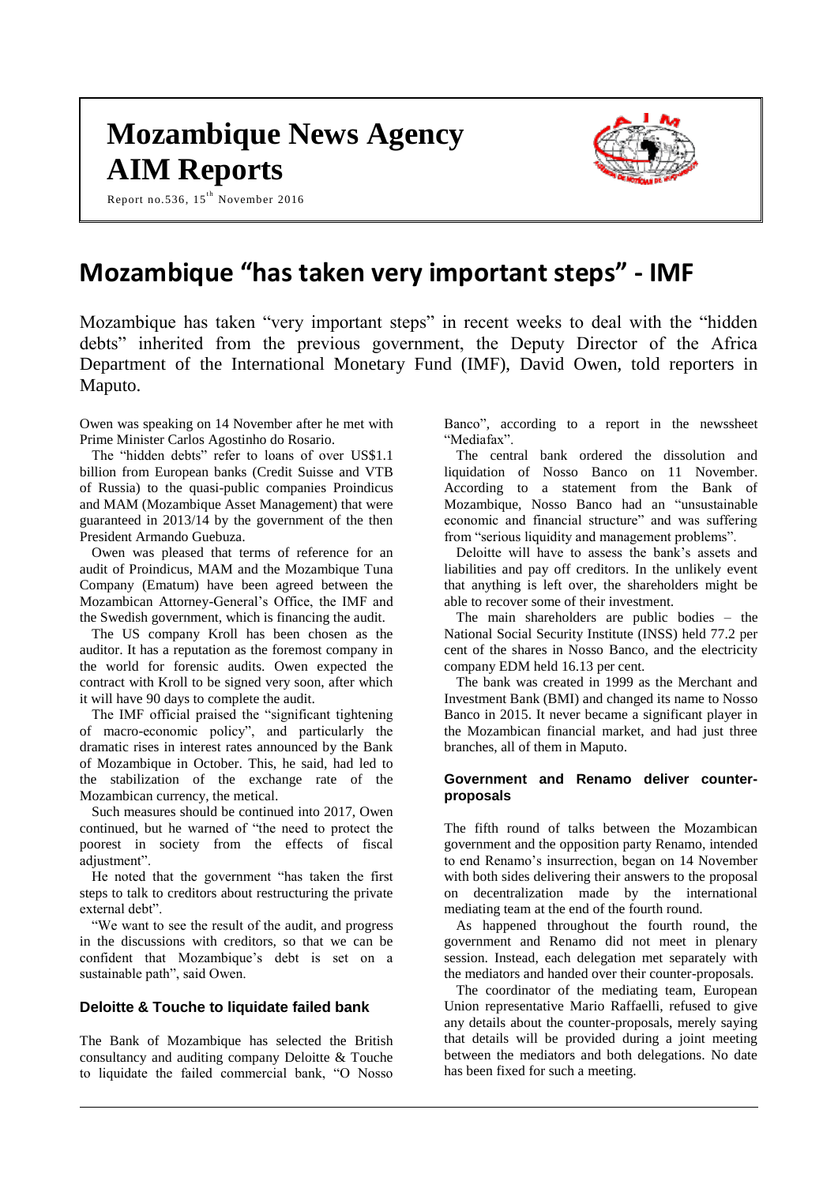# Mozambique News Agency
# AIM Reports

Report no.536, 15th November 2016

# Mozambique "has taken very important steps" - IMF

Mozambique has taken "very important steps" in recent weeks to deal with the "hidden debts" inherited from the previous government, the Deputy Director of the Africa Department of the International Monetary Fund (IMF), David Owen, told reporters in Maputo.

Owen was speaking on 14 November after he met with Prime Minister Carlos Agostinho do Rosario.

The "hidden debts" refer to loans of over US$1.1 billion from European banks (Credit Suisse and VTB of Russia) to the quasi-public companies Proindicus and MAM (Mozambique Asset Management) that were guaranteed in 2013/14 by the government of the then President Armando Guebuza.

Owen was pleased that terms of reference for an audit of Proindicus, MAM and the Mozambique Tuna Company (Ematum) have been agreed between the Mozambican Attorney-General's Office, the IMF and the Swedish government, which is financing the audit.

The US company Kroll has been chosen as the auditor. It has a reputation as the foremost company in the world for forensic audits. Owen expected the contract with Kroll to be signed very soon, after which it will have 90 days to complete the audit.

The IMF official praised the "significant tightening of macro-economic policy", and particularly the dramatic rises in interest rates announced by the Bank of Mozambique in October. This, he said, had led to the stabilization of the exchange rate of the Mozambican currency, the metical.

Such measures should be continued into 2017, Owen continued, but he warned of "the need to protect the poorest in society from the effects of fiscal adjustment".

He noted that the government "has taken the first steps to talk to creditors about restructuring the private external debt".

"We want to see the result of the audit, and progress in the discussions with creditors, so that we can be confident that Mozambique's debt is set on a sustainable path", said Owen.

### Deloitte & Touche to liquidate failed bank

The Bank of Mozambique has selected the British consultancy and auditing company Deloitte & Touche to liquidate the failed commercial bank, "O Nosso Banco", according to a report in the newssheet "Mediafax".

The central bank ordered the dissolution and liquidation of Nosso Banco on 11 November. According to a statement from the Bank of Mozambique, Nosso Banco had an "unsustainable economic and financial structure" and was suffering from "serious liquidity and management problems".

Deloitte will have to assess the bank's assets and liabilities and pay off creditors. In the unlikely event that anything is left over, the shareholders might be able to recover some of their investment.

The main shareholders are public bodies – the National Social Security Institute (INSS) held 77.2 per cent of the shares in Nosso Banco, and the electricity company EDM held 16.13 per cent.

The bank was created in 1999 as the Merchant and Investment Bank (BMI) and changed its name to Nosso Banco in 2015. It never became a significant player in the Mozambican financial market, and had just three branches, all of them in Maputo.

### Government and Renamo deliver counter-proposals

The fifth round of talks between the Mozambican government and the opposition party Renamo, intended to end Renamo's insurrection, began on 14 November with both sides delivering their answers to the proposal on decentralization made by the international mediating team at the end of the fourth round.

As happened throughout the fourth round, the government and Renamo did not meet in plenary session. Instead, each delegation met separately with the mediators and handed over their counter-proposals.

The coordinator of the mediating team, European Union representative Mario Raffaelli, refused to give any details about the counter-proposals, merely saying that details will be provided during a joint meeting between the mediators and both delegations. No date has been fixed for such a meeting.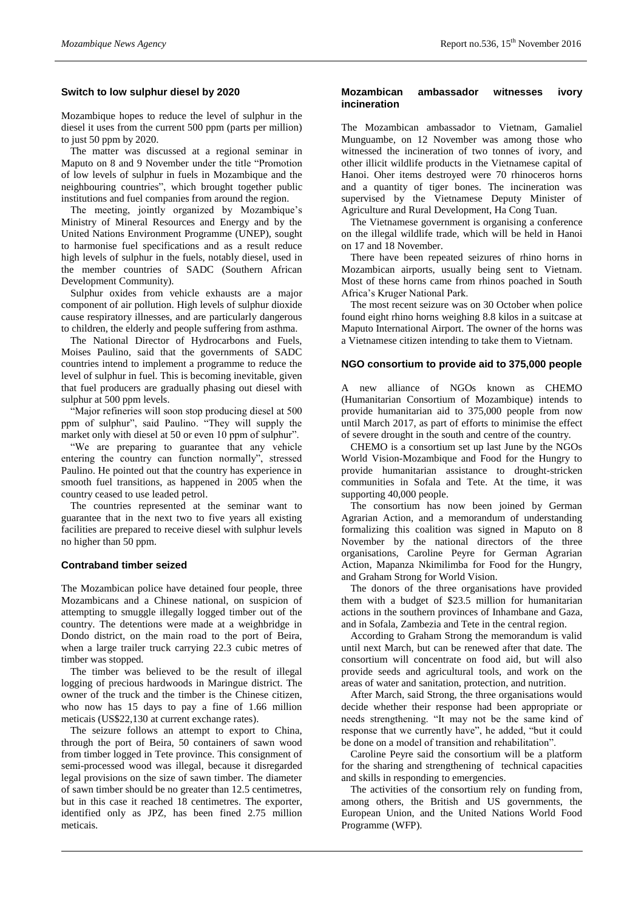## Switch to low sulphur diesel by 2020

Mozambique hopes to reduce the level of sulphur in the diesel it uses from the current 500 ppm (parts per million) to just 50 ppm by 2020.

The matter was discussed at a regional seminar in Maputo on 8 and 9 November under the title "Promotion of low levels of sulphur in fuels in Mozambique and the neighbouring countries", which brought together public institutions and fuel companies from around the region.

The meeting, jointly organized by Mozambique's Ministry of Mineral Resources and Energy and by the United Nations Environment Programme (UNEP), sought to harmonise fuel specifications and as a result reduce high levels of sulphur in the fuels, notably diesel, used in the member countries of SADC (Southern African Development Community).

Sulphur oxides from vehicle exhausts are a major component of air pollution. High levels of sulphur dioxide cause respiratory illnesses, and are particularly dangerous to children, the elderly and people suffering from asthma.

The National Director of Hydrocarbons and Fuels, Moises Paulino, said that the governments of SADC countries intend to implement a programme to reduce the level of sulphur in fuel. This is becoming inevitable, given that fuel producers are gradually phasing out diesel with sulphur at 500 ppm levels.

"Major refineries will soon stop producing diesel at 500 ppm of sulphur", said Paulino. "They will supply the market only with diesel at 50 or even 10 ppm of sulphur".

"We are preparing to guarantee that any vehicle entering the country can function normally", stressed Paulino. He pointed out that the country has experience in smooth fuel transitions, as happened in 2005 when the country ceased to use leaded petrol.

The countries represented at the seminar want to guarantee that in the next two to five years all existing facilities are prepared to receive diesel with sulphur levels no higher than 50 ppm.

## Contraband timber seized

The Mozambican police have detained four people, three Mozambicans and a Chinese national, on suspicion of attempting to smuggle illegally logged timber out of the country. The detentions were made at a weighbridge in Dondo district, on the main road to the port of Beira, when a large trailer truck carrying 22.3 cubic metres of timber was stopped.

The timber was believed to be the result of illegal logging of precious hardwoods in Maringue district. The owner of the truck and the timber is the Chinese citizen, who now has 15 days to pay a fine of 1.66 million meticais (US$22,130 at current exchange rates).

The seizure follows an attempt to export to China, through the port of Beira, 50 containers of sawn wood from timber logged in Tete province. This consignment of semi-processed wood was illegal, because it disregarded legal provisions on the size of sawn timber. The diameter of sawn timber should be no greater than 12.5 centimetres, but in this case it reached 18 centimetres. The exporter, identified only as JPZ, has been fined 2.75 million meticais.

## Mozambican ambassador witnesses ivory incineration

The Mozambican ambassador to Vietnam, Gamaliel Munguambe, on 12 November was among those who witnessed the incineration of two tonnes of ivory, and other illicit wildlife products in the Vietnamese capital of Hanoi. Oher items destroyed were 70 rhinoceros horns and a quantity of tiger bones. The incineration was supervised by the Vietnamese Deputy Minister of Agriculture and Rural Development, Ha Cong Tuan.

The Vietnamese government is organising a conference on the illegal wildlife trade, which will be held in Hanoi on 17 and 18 November.

There have been repeated seizures of rhino horns in Mozambican airports, usually being sent to Vietnam. Most of these horns came from rhinos poached in South Africa's Kruger National Park.

The most recent seizure was on 30 October when police found eight rhino horns weighing 8.8 kilos in a suitcase at Maputo International Airport. The owner of the horns was a Vietnamese citizen intending to take them to Vietnam.

## NGO consortium to provide aid to 375,000 people

A new alliance of NGOs known as CHEMO (Humanitarian Consortium of Mozambique) intends to provide humanitarian aid to 375,000 people from now until March 2017, as part of efforts to minimise the effect of severe drought in the south and centre of the country.

CHEMO is a consortium set up last June by the NGOs World Vision-Mozambique and Food for the Hungry to provide humanitarian assistance to drought-stricken communities in Sofala and Tete. At the time, it was supporting 40,000 people.

The consortium has now been joined by German Agrarian Action, and a memorandum of understanding formalizing this coalition was signed in Maputo on 8 November by the national directors of the three organisations, Caroline Peyre for German Agrarian Action, Mapanza Nkimilimba for Food for the Hungry, and Graham Strong for World Vision.

The donors of the three organisations have provided them with a budget of $23.5 million for humanitarian actions in the southern provinces of Inhambane and Gaza, and in Sofala, Zambezia and Tete in the central region.

According to Graham Strong the memorandum is valid until next March, but can be renewed after that date. The consortium will concentrate on food aid, but will also provide seeds and agricultural tools, and work on the areas of water and sanitation, protection, and nutrition.

After March, said Strong, the three organisations would decide whether their response had been appropriate or needs strengthening. "It may not be the same kind of response that we currently have", he added, "but it could be done on a model of transition and rehabilitation".

Caroline Peyre said the consortium will be a platform for the sharing and strengthening of technical capacities and skills in responding to emergencies.

The activities of the consortium rely on funding from, among others, the British and US governments, the European Union, and the United Nations World Food Programme (WFP).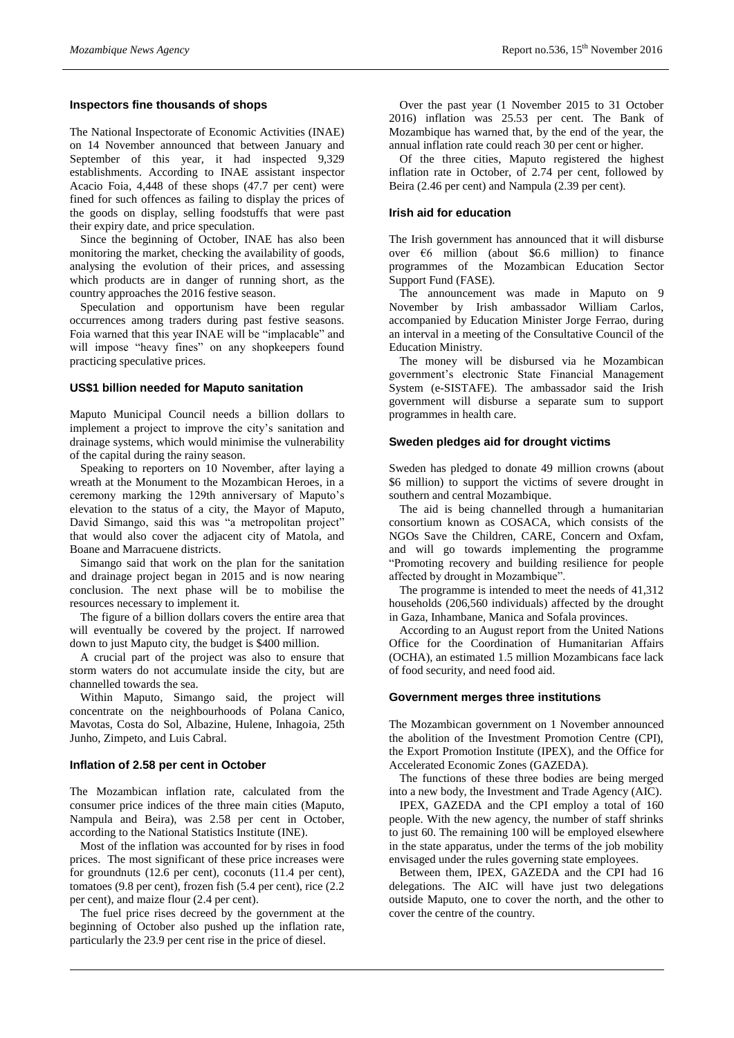### Inspectors fine thousands of shops

The National Inspectorate of Economic Activities (INAE) on 14 November announced that between January and September of this year, it had inspected 9,329 establishments. According to INAE assistant inspector Acacio Foia, 4,448 of these shops (47.7 per cent) were fined for such offences as failing to display the prices of the goods on display, selling foodstuffs that were past their expiry date, and price speculation.

Since the beginning of October, INAE has also been monitoring the market, checking the availability of goods, analysing the evolution of their prices, and assessing which products are in danger of running short, as the country approaches the 2016 festive season.

Speculation and opportunism have been regular occurrences among traders during past festive seasons. Foia warned that this year INAE will be "implacable" and will impose "heavy fines" on any shopkeepers found practicing speculative prices.

### US$1 billion needed for Maputo sanitation

Maputo Municipal Council needs a billion dollars to implement a project to improve the city's sanitation and drainage systems, which would minimise the vulnerability of the capital during the rainy season.

Speaking to reporters on 10 November, after laying a wreath at the Monument to the Mozambican Heroes, in a ceremony marking the 129th anniversary of Maputo's elevation to the status of a city, the Mayor of Maputo, David Simango, said this was "a metropolitan project" that would also cover the adjacent city of Matola, and Boane and Marracuene districts.

Simango said that work on the plan for the sanitation and drainage project began in 2015 and is now nearing conclusion. The next phase will be to mobilise the resources necessary to implement it.

The figure of a billion dollars covers the entire area that will eventually be covered by the project. If narrowed down to just Maputo city, the budget is $400 million.

A crucial part of the project was also to ensure that storm waters do not accumulate inside the city, but are channelled towards the sea.

Within Maputo, Simango said, the project will concentrate on the neighbourhoods of Polana Canico, Mavotas, Costa do Sol, Albazine, Hulene, Inhagoia, 25th Junho, Zimpeto, and Luis Cabral.

### Inflation of 2.58 per cent in October

The Mozambican inflation rate, calculated from the consumer price indices of the three main cities (Maputo, Nampula and Beira), was 2.58 per cent in October, according to the National Statistics Institute (INE).

Most of the inflation was accounted for by rises in food prices. The most significant of these price increases were for groundnuts (12.6 per cent), coconuts (11.4 per cent), tomatoes (9.8 per cent), frozen fish (5.4 per cent), rice (2.2 per cent), and maize flour (2.4 per cent).

The fuel price rises decreed by the government at the beginning of October also pushed up the inflation rate, particularly the 23.9 per cent rise in the price of diesel.

Over the past year (1 November 2015 to 31 October 2016) inflation was 25.53 per cent. The Bank of Mozambique has warned that, by the end of the year, the annual inflation rate could reach 30 per cent or higher.

Of the three cities, Maputo registered the highest inflation rate in October, of 2.74 per cent, followed by Beira (2.46 per cent) and Nampula (2.39 per cent).

### Irish aid for education

The Irish government has announced that it will disburse over €6 million (about $6.6 million) to finance programmes of the Mozambican Education Sector Support Fund (FASE).

The announcement was made in Maputo on 9 November by Irish ambassador William Carlos, accompanied by Education Minister Jorge Ferrao, during an interval in a meeting of the Consultative Council of the Education Ministry.

The money will be disbursed via he Mozambican government's electronic State Financial Management System (e-SISTAFE). The ambassador said the Irish government will disburse a separate sum to support programmes in health care.

### Sweden pledges aid for drought victims

Sweden has pledged to donate 49 million crowns (about $6 million) to support the victims of severe drought in southern and central Mozambique.

The aid is being channelled through a humanitarian consortium known as COSACA, which consists of the NGOs Save the Children, CARE, Concern and Oxfam, and will go towards implementing the programme "Promoting recovery and building resilience for people affected by drought in Mozambique".

The programme is intended to meet the needs of 41,312 households (206,560 individuals) affected by the drought in Gaza, Inhambane, Manica and Sofala provinces.

According to an August report from the United Nations Office for the Coordination of Humanitarian Affairs (OCHA), an estimated 1.5 million Mozambicans face lack of food security, and need food aid.

### Government merges three institutions

The Mozambican government on 1 November announced the abolition of the Investment Promotion Centre (CPI), the Export Promotion Institute (IPEX), and the Office for Accelerated Economic Zones (GAZEDA).

The functions of these three bodies are being merged into a new body, the Investment and Trade Agency (AIC).

IPEX, GAZEDA and the CPI employ a total of 160 people. With the new agency, the number of staff shrinks to just 60. The remaining 100 will be employed elsewhere in the state apparatus, under the terms of the job mobility envisaged under the rules governing state employees.

Between them, IPEX, GAZEDA and the CPI had 16 delegations. The AIC will have just two delegations outside Maputo, one to cover the north, and the other to cover the centre of the country.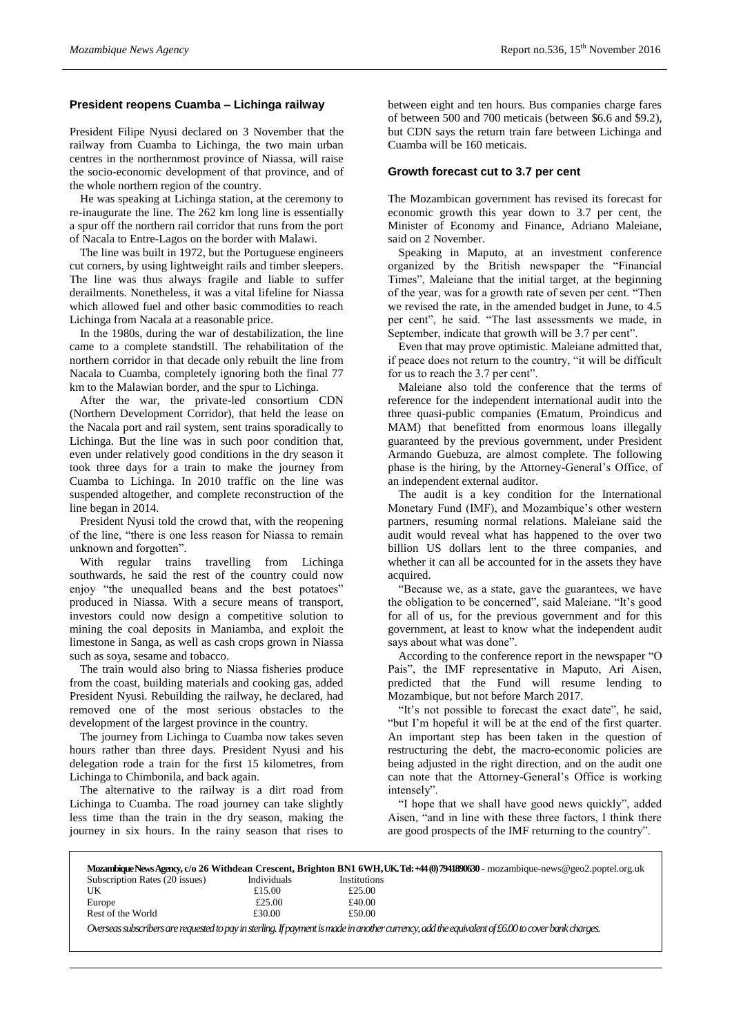## President reopens Cuamba – Lichinga railway

President Filipe Nyusi declared on 3 November that the railway from Cuamba to Lichinga, the two main urban centres in the northernmost province of Niassa, will raise the socio-economic development of that province, and of the whole northern region of the country.

He was speaking at Lichinga station, at the ceremony to re-inaugurate the line. The 262 km long line is essentially a spur off the northern rail corridor that runs from the port of Nacala to Entre-Lagos on the border with Malawi.

The line was built in 1972, but the Portuguese engineers cut corners, by using lightweight rails and timber sleepers. The line was thus always fragile and liable to suffer derailments. Nonetheless, it was a vital lifeline for Niassa which allowed fuel and other basic commodities to reach Lichinga from Nacala at a reasonable price.

In the 1980s, during the war of destabilization, the line came to a complete standstill. The rehabilitation of the northern corridor in that decade only rebuilt the line from Nacala to Cuamba, completely ignoring both the final 77 km to the Malawian border, and the spur to Lichinga.

After the war, the private-led consortium CDN (Northern Development Corridor), that held the lease on the Nacala port and rail system, sent trains sporadically to Lichinga. But the line was in such poor condition that, even under relatively good conditions in the dry season it took three days for a train to make the journey from Cuamba to Lichinga. In 2010 traffic on the line was suspended altogether, and complete reconstruction of the line began in 2014.

President Nyusi told the crowd that, with the reopening of the line, "there is one less reason for Niassa to remain unknown and forgotten".

With regular trains travelling from Lichinga southwards, he said the rest of the country could now enjoy "the unequalled beans and the best potatoes" produced in Niassa. With a secure means of transport, investors could now design a competitive solution to mining the coal deposits in Maniamba, and exploit the limestone in Sanga, as well as cash crops grown in Niassa such as soya, sesame and tobacco.

The train would also bring to Niassa fisheries produce from the coast, building materials and cooking gas, added President Nyusi. Rebuilding the railway, he declared, had removed one of the most serious obstacles to the development of the largest province in the country.

The journey from Lichinga to Cuamba now takes seven hours rather than three days. President Nyusi and his delegation rode a train for the first 15 kilometres, from Lichinga to Chimbonila, and back again.

The alternative to the railway is a dirt road from Lichinga to Cuamba. The road journey can take slightly less time than the train in the dry season, making the journey in six hours. In the rainy season that rises to between eight and ten hours. Bus companies charge fares of between 500 and 700 meticais (between \$6.6 and \$9.2), but CDN says the return train fare between Lichinga and Cuamba will be 160 meticais.

## Growth forecast cut to 3.7 per cent

The Mozambican government has revised its forecast for economic growth this year down to 3.7 per cent, the Minister of Economy and Finance, Adriano Maleiane, said on 2 November.

Speaking in Maputo, at an investment conference organized by the British newspaper the "Financial Times", Maleiane that the initial target, at the beginning of the year, was for a growth rate of seven per cent. "Then we revised the rate, in the amended budget in June, to 4.5 per cent", he said. "The last assessments we made, in September, indicate that growth will be 3.7 per cent".

Even that may prove optimistic. Maleiane admitted that, if peace does not return to the country, "it will be difficult for us to reach the 3.7 per cent".

Maleiane also told the conference that the terms of reference for the independent international audit into the three quasi-public companies (Ematum, Proindicus and MAM) that benefitted from enormous loans illegally guaranteed by the previous government, under President Armando Guebuza, are almost complete. The following phase is the hiring, by the Attorney-General's Office, of an independent external auditor.

The audit is a key condition for the International Monetary Fund (IMF), and Mozambique's other western partners, resuming normal relations. Maleiane said the audit would reveal what has happened to the over two billion US dollars lent to the three companies, and whether it can all be accounted for in the assets they have acquired.

"Because we, as a state, gave the guarantees, we have the obligation to be concerned", said Maleiane. "It's good for all of us, for the previous government and for this government, at least to know what the independent audit says about what was done".

According to the conference report in the newspaper "O Pais", the IMF representative in Maputo, Ari Aisen, predicted that the Fund will resume lending to Mozambique, but not before March 2017.

"It's not possible to forecast the exact date", he said, "but I'm hopeful it will be at the end of the first quarter. An important step has been taken in the question of restructuring the debt, the macro-economic policies are being adjusted in the right direction, and on the audit one can note that the Attorney-General's Office is working intensely".

"I hope that we shall have good news quickly", added Aisen, "and in line with these three factors, I think there are good prospects of the IMF returning to the country".

---

**Mozambique News Agency, c/o 26 Withdean Crescent, Brighton BN1 6WH, UK. Tel: +44 (0) 7941890630** - mozambique-news@geo2.poptel.org.uk

| Subscription Rates (20 issues) | Individuals | Institutions |
|---|---|---|
| UK | £15.00 | £25.00 |
| Europe | £25.00 | £40.00 |
| Rest of the World | £30.00 | £50.00 |

*Overseas subscribers are requested to pay in sterling. If payment is made in another currency, add the equivalent of £6.00 to cover bank charges.*